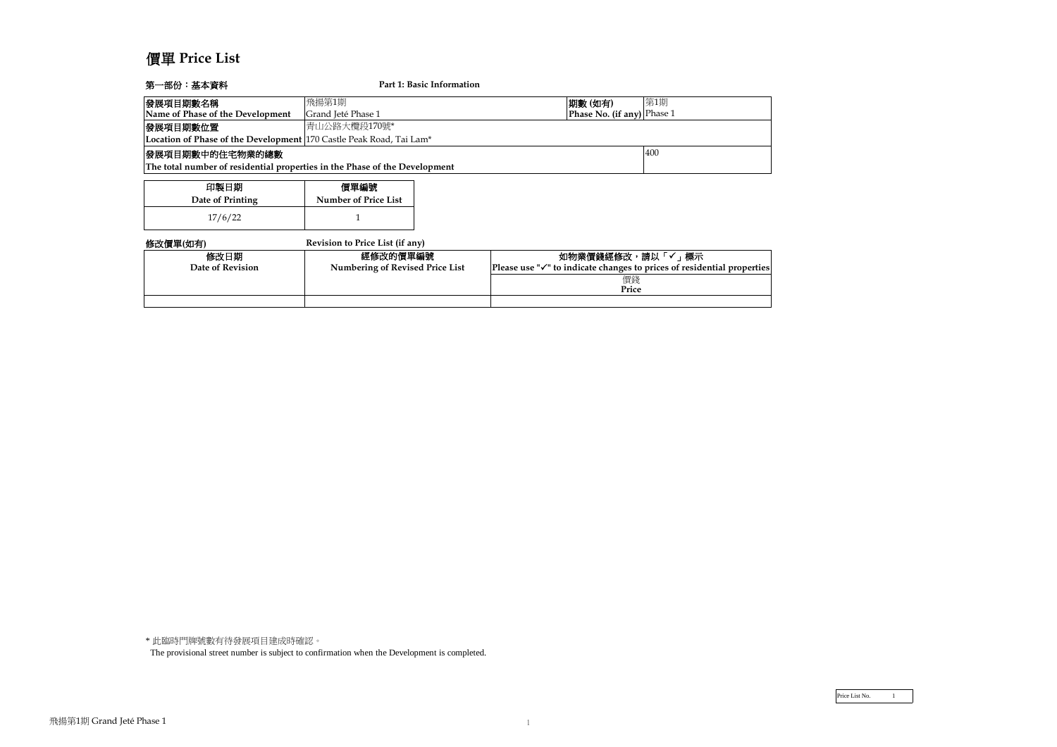# 價單 Price List

**第一部份：基本資料** **Part 1: Basic Information**

| 發展項目期數名稱<br>Name of Phase of the Development | 飛揚第1期<br>Grand Jeté Phase 1 | 期數 (如有)<br>Phase No. (if any) | 第1期<br>Phase 1 |
|---|---|---|---|
| 發展項目期數位置<br>Location of Phase of the Development | 青山公路大欖段170號*<br>170 Castle Peak Road, Tai Lam* | | |
| 發展項目期數中的住宅物業的總數<br>The total number of residential properties in the Phase of the Development | | | 400 |

| 印製日期<br>Date of Printing | 價單編號<br>Number of Price List |
|---|---|
| 17/6/22 | 1 |

**修改價單(如有)** **Revision to Price List (if any)**

| 修改日期<br>Date of Revision | 經修改的價單編號<br>Numbering of Revised Price List | 如物業價錢經修改，請以「✓」標示<br>Please use "✓" to indicate changes to prices of residential properties |
|---|---|---|
| | | 價錢<br>Price |
| | | |

\* 此臨時門牌號數有待發展項目建成時確認。
The provisional street number is subject to confirmation when the Development is completed.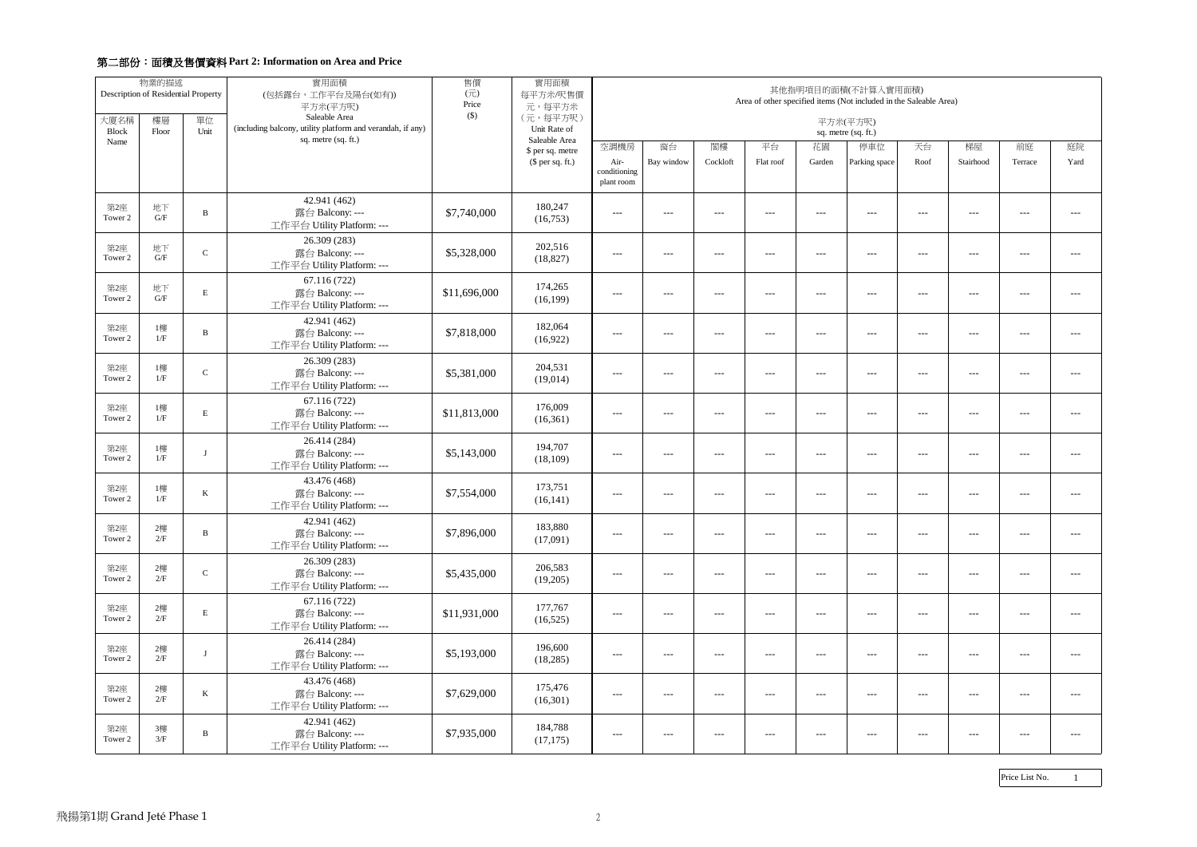## 第二部份：面積及售價資料 Part 2: Information on Area and Price

| 物業的描述 Description of Residential Property | | | 實用面積 (包括露台，工作平台及陽台(如有)) 平方米(平方呎) Saleable Area (including balcony, utility platform and verandah, if any) sq. metre (sq. ft.) | 售價 (元) Price ($) | 實用面積 每平方米/呎售價 元，每平方米 (元，每平方呎) Unit Rate of Saleable Area $ per sq. metre ($ per sq. ft.) | 其他指明項目的面積(不計算入實用面積) Area of other specified items (Not included in the Saleable Area) 平方米(平方呎) sq. metre (sq. ft.) | | | | | | | | | |
|---|---|---|---|---|---|---|---|---|---|---|---|---|---|---|---|
| 大廈名稱 Block Name | 樓層 Floor | 單位 Unit | | | | 空調機房 Air-conditioning plant room | 窗台 Bay window | 閣樓 Cockloft | 平台 Flat roof | 花園 Garden | 停車位 Parking space | 天台 Roof | 梯屋 Stairhood | 前庭 Terrace | 庭院 Yard |
| 第2座 Tower 2 | 地下 G/F | B | 42.941 (462) 露台 Balcony: --- 工作平台 Utility Platform: --- | $7,740,000 | 180,247 (16,753) | --- | --- | --- | --- | --- | --- | --- | --- | --- | --- |
| 第2座 Tower 2 | 地下 G/F | C | 26.309 (283) 露台 Balcony: --- 工作平台 Utility Platform: --- | $5,328,000 | 202,516 (18,827) | --- | --- | --- | --- | --- | --- | --- | --- | --- | --- |
| 第2座 Tower 2 | 地下 G/F | E | 67.116 (722) 露台 Balcony: --- 工作平台 Utility Platform: --- | $11,696,000 | 174,265 (16,199) | --- | --- | --- | --- | --- | --- | --- | --- | --- | --- |
| 第2座 Tower 2 | 1樓 1/F | B | 42.941 (462) 露台 Balcony: --- 工作平台 Utility Platform: --- | $7,818,000 | 182,064 (16,922) | --- | --- | --- | --- | --- | --- | --- | --- | --- | --- |
| 第2座 Tower 2 | 1樓 1/F | C | 26.309 (283) 露台 Balcony: --- 工作平台 Utility Platform: --- | $5,381,000 | 204,531 (19,014) | --- | --- | --- | --- | --- | --- | --- | --- | --- | --- |
| 第2座 Tower 2 | 1樓 1/F | E | 67.116 (722) 露台 Balcony: --- 工作平台 Utility Platform: --- | $11,813,000 | 176,009 (16,361) | --- | --- | --- | --- | --- | --- | --- | --- | --- | --- |
| 第2座 Tower 2 | 1樓 1/F | J | 26.414 (284) 露台 Balcony: --- 工作平台 Utility Platform: --- | $5,143,000 | 194,707 (18,109) | --- | --- | --- | --- | --- | --- | --- | --- | --- | --- |
| 第2座 Tower 2 | 1樓 1/F | K | 43.476 (468) 露台 Balcony: --- 工作平台 Utility Platform: --- | $7,554,000 | 173,751 (16,141) | --- | --- | --- | --- | --- | --- | --- | --- | --- | --- |
| 第2座 Tower 2 | 2樓 2/F | B | 42.941 (462) 露台 Balcony: --- 工作平台 Utility Platform: --- | $7,896,000 | 183,880 (17,091) | --- | --- | --- | --- | --- | --- | --- | --- | --- | --- |
| 第2座 Tower 2 | 2樓 2/F | C | 26.309 (283) 露台 Balcony: --- 工作平台 Utility Platform: --- | $5,435,000 | 206,583 (19,205) | --- | --- | --- | --- | --- | --- | --- | --- | --- | --- |
| 第2座 Tower 2 | 2樓 2/F | E | 67.116 (722) 露台 Balcony: --- 工作平台 Utility Platform: --- | $11,931,000 | 177,767 (16,525) | --- | --- | --- | --- | --- | --- | --- | --- | --- | --- |
| 第2座 Tower 2 | 2樓 2/F | J | 26.414 (284) 露台 Balcony: --- 工作平台 Utility Platform: --- | $5,193,000 | 196,600 (18,285) | --- | --- | --- | --- | --- | --- | --- | --- | --- | --- |
| 第2座 Tower 2 | 2樓 2/F | K | 43.476 (468) 露台 Balcony: --- 工作平台 Utility Platform: --- | $7,629,000 | 175,476 (16,301) | --- | --- | --- | --- | --- | --- | --- | --- | --- | --- |
| 第2座 Tower 2 | 3樓 3/F | B | 42.941 (462) 露台 Balcony: --- 工作平台 Utility Platform: --- | $7,935,000 | 184,788 (17,175) | --- | --- | --- | --- | --- | --- | --- | --- | --- | --- |

Price List No. 1

飛揚第1期 Grand Jeté Phase 1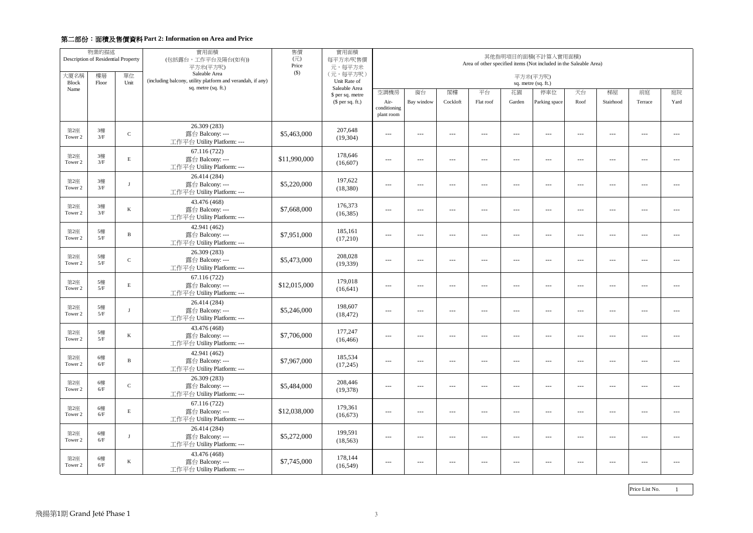## 第二部份：面積及售價資料 Part 2: Information on Area and Price

| 物業的描述 Description of Residential Property | | | 實用面積 (包括露台，工作平台及陽台(如有)) 平方米(平方呎) Saleable Area (including balcony, utility platform and verandah, if any) sq. metre (sq. ft.) | 售價 (元) Price ($) | 實用面積 每平方米/呎售價 元，每平方米 (元，每平方呎) Unit Rate of Saleable Area $ per sq. metre ($ per sq. ft.) | 其他指明項目的面積(不計算入實用面積) Area of other specified items (Not included in the Saleable Area) 平方米(平方呎) sq. metre (sq. ft.) | | | | | | | | | |
|---|---|---|---|---|---|---|---|---|---|---|---|---|---|---|---|
| 大廈名稱 Block Name | 樓層 Floor | 單位 Unit | | | | 空調機房 Air-conditioning plant room | 窗台 Bay window | 閣樓 Cockloft | 平台 Flat roof | 花園 Garden | 停車位 Parking space | 天台 Roof | 梯屋 Stairhood | 前庭 Terrace | 庭院 Yard |
| 第2座 Tower 2 | 3樓 3/F | C | 26.309 (283) 露台 Balcony: --- 工作平台 Utility Platform: --- | $5,463,000 | 207,648 (19,304) | --- | --- | --- | --- | --- | --- | --- | --- | --- | --- |
| 第2座 Tower 2 | 3樓 3/F | E | 67.116 (722) 露台 Balcony: --- 工作平台 Utility Platform: --- | $11,990,000 | 178,646 (16,607) | --- | --- | --- | --- | --- | --- | --- | --- | --- | --- |
| 第2座 Tower 2 | 3樓 3/F | J | 26.414 (284) 露台 Balcony: --- 工作平台 Utility Platform: --- | $5,220,000 | 197,622 (18,380) | --- | --- | --- | --- | --- | --- | --- | --- | --- | --- |
| 第2座 Tower 2 | 3樓 3/F | K | 43.476 (468) 露台 Balcony: --- 工作平台 Utility Platform: --- | $7,668,000 | 176,373 (16,385) | --- | --- | --- | --- | --- | --- | --- | --- | --- | --- |
| 第2座 Tower 2 | 5樓 5/F | B | 42.941 (462) 露台 Balcony: --- 工作平台 Utility Platform: --- | $7,951,000 | 185,161 (17,210) | --- | --- | --- | --- | --- | --- | --- | --- | --- | --- |
| 第2座 Tower 2 | 5樓 5/F | C | 26.309 (283) 露台 Balcony: --- 工作平台 Utility Platform: --- | $5,473,000 | 208,028 (19,339) | --- | --- | --- | --- | --- | --- | --- | --- | --- | --- |
| 第2座 Tower 2 | 5樓 5/F | E | 67.116 (722) 露台 Balcony: --- 工作平台 Utility Platform: --- | $12,015,000 | 179,018 (16,641) | --- | --- | --- | --- | --- | --- | --- | --- | --- | --- |
| 第2座 Tower 2 | 5樓 5/F | J | 26.414 (284) 露台 Balcony: --- 工作平台 Utility Platform: --- | $5,246,000 | 198,607 (18,472) | --- | --- | --- | --- | --- | --- | --- | --- | --- | --- |
| 第2座 Tower 2 | 5樓 5/F | K | 43.476 (468) 露台 Balcony: --- 工作平台 Utility Platform: --- | $7,706,000 | 177,247 (16,466) | --- | --- | --- | --- | --- | --- | --- | --- | --- | --- |
| 第2座 Tower 2 | 6樓 6/F | B | 42.941 (462) 露台 Balcony: --- 工作平台 Utility Platform: --- | $7,967,000 | 185,534 (17,245) | --- | --- | --- | --- | --- | --- | --- | --- | --- | --- |
| 第2座 Tower 2 | 6樓 6/F | C | 26.309 (283) 露台 Balcony: --- 工作平台 Utility Platform: --- | $5,484,000 | 208,446 (19,378) | --- | --- | --- | --- | --- | --- | --- | --- | --- | --- |
| 第2座 Tower 2 | 6樓 6/F | E | 67.116 (722) 露台 Balcony: --- 工作平台 Utility Platform: --- | $12,038,000 | 179,361 (16,673) | --- | --- | --- | --- | --- | --- | --- | --- | --- | --- |
| 第2座 Tower 2 | 6樓 6/F | J | 26.414 (284) 露台 Balcony: --- 工作平台 Utility Platform: --- | $5,272,000 | 199,591 (18,563) | --- | --- | --- | --- | --- | --- | --- | --- | --- | --- |
| 第2座 Tower 2 | 6樓 6/F | K | 43.476 (468) 露台 Balcony: --- 工作平台 Utility Platform: --- | $7,745,000 | 178,144 (16,549) | --- | --- | --- | --- | --- | --- | --- | --- | --- | --- |

Price List No. 1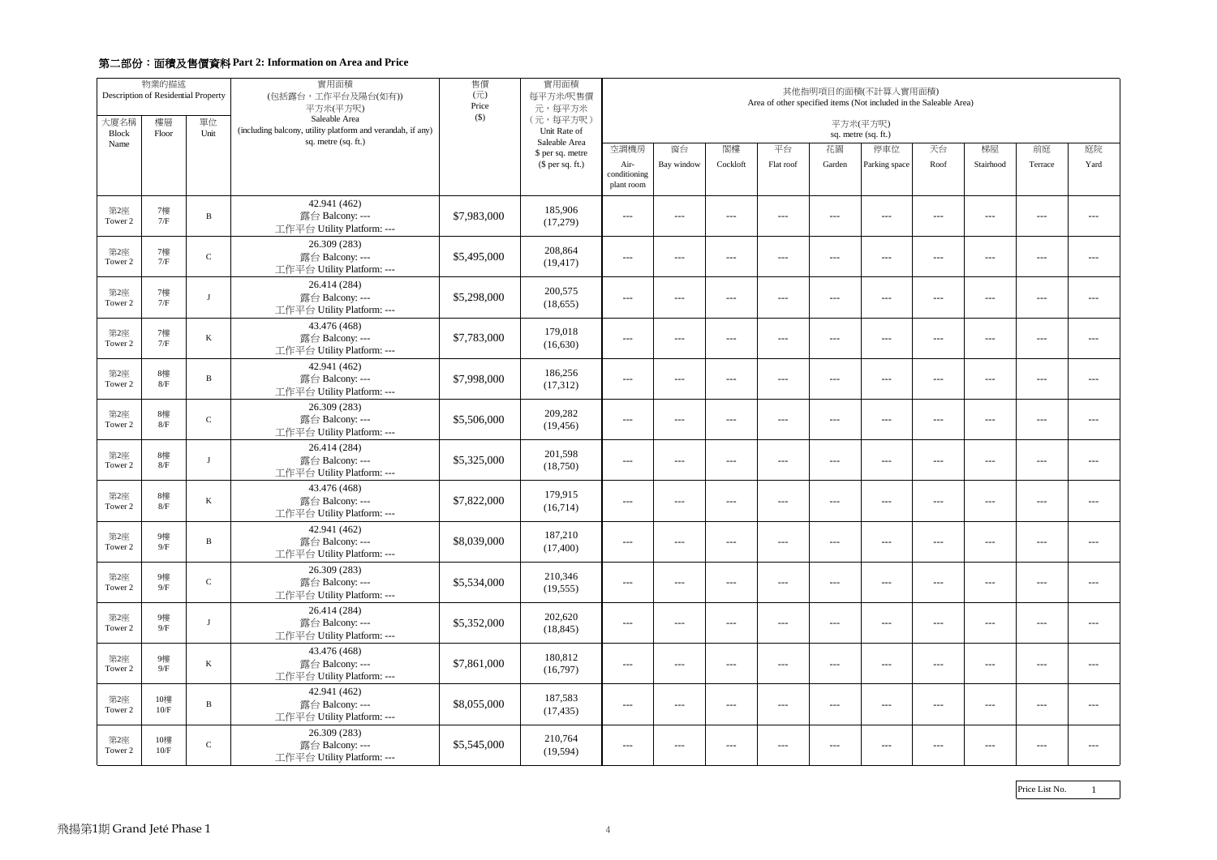## 第二部份：面積及售價資料 Part 2: Information on Area and Price

| 物業的描述 Description of Residential Property | | | 實用面積 (包括露台，工作平台及陽台(如有)) 平方米(平方呎) Saleable Area (including balcony, utility platform and verandah, if any) sq. metre (sq. ft.) | 售價 (元) Price ($) | 實用面積 每平方米/呎售價 元，每平方米 (元，每平方呎) Unit Rate of Saleable Area $ per sq. metre ($ per sq. ft.) | 其他指明項目的面積(不計算入實用面積) Area of other specified items (Not included in the Saleable Area) 平方米(平方呎) sq. metre (sq. ft.) | | | | | | | | | |
|---|---|---|---|---|---|---|---|---|---|---|---|---|---|---|---|
| 大廈名稱 Block Name | 樓層 Floor | 單位 Unit | | | | 空調機房 Air-conditioning plant room | 窗台 Bay window | 閣樓 Cockloft | 平台 Flat roof | 花園 Garden | 停車位 Parking space | 天台 Roof | 梯屋 Stairhood | 前庭 Terrace | 庭院 Yard |
| 第2座 Tower 2 | 7樓 7/F | B | 42.941 (462) 露台 Balcony: --- 工作平台 Utility Platform: --- | $7,983,000 | 185,906 (17,279) | --- | --- | --- | --- | --- | --- | --- | --- | --- | --- |
| 第2座 Tower 2 | 7樓 7/F | C | 26.309 (283) 露台 Balcony: --- 工作平台 Utility Platform: --- | $5,495,000 | 208,864 (19,417) | --- | --- | --- | --- | --- | --- | --- | --- | --- | --- |
| 第2座 Tower 2 | 7樓 7/F | J | 26.414 (284) 露台 Balcony: --- 工作平台 Utility Platform: --- | $5,298,000 | 200,575 (18,655) | --- | --- | --- | --- | --- | --- | --- | --- | --- | --- |
| 第2座 Tower 2 | 7樓 7/F | K | 43.476 (468) 露台 Balcony: --- 工作平台 Utility Platform: --- | $7,783,000 | 179,018 (16,630) | --- | --- | --- | --- | --- | --- | --- | --- | --- | --- |
| 第2座 Tower 2 | 8樓 8/F | B | 42.941 (462) 露台 Balcony: --- 工作平台 Utility Platform: --- | $7,998,000 | 186,256 (17,312) | --- | --- | --- | --- | --- | --- | --- | --- | --- | --- |
| 第2座 Tower 2 | 8樓 8/F | C | 26.309 (283) 露台 Balcony: --- 工作平台 Utility Platform: --- | $5,506,000 | 209,282 (19,456) | --- | --- | --- | --- | --- | --- | --- | --- | --- | --- |
| 第2座 Tower 2 | 8樓 8/F | J | 26.414 (284) 露台 Balcony: --- 工作平台 Utility Platform: --- | $5,325,000 | 201,598 (18,750) | --- | --- | --- | --- | --- | --- | --- | --- | --- | --- |
| 第2座 Tower 2 | 8樓 8/F | K | 43.476 (468) 露台 Balcony: --- 工作平台 Utility Platform: --- | $7,822,000 | 179,915 (16,714) | --- | --- | --- | --- | --- | --- | --- | --- | --- | --- |
| 第2座 Tower 2 | 9樓 9/F | B | 42.941 (462) 露台 Balcony: --- 工作平台 Utility Platform: --- | $8,039,000 | 187,210 (17,400) | --- | --- | --- | --- | --- | --- | --- | --- | --- | --- |
| 第2座 Tower 2 | 9樓 9/F | C | 26.309 (283) 露台 Balcony: --- 工作平台 Utility Platform: --- | $5,534,000 | 210,346 (19,555) | --- | --- | --- | --- | --- | --- | --- | --- | --- | --- |
| 第2座 Tower 2 | 9樓 9/F | J | 26.414 (284) 露台 Balcony: --- 工作平台 Utility Platform: --- | $5,352,000 | 202,620 (18,845) | --- | --- | --- | --- | --- | --- | --- | --- | --- | --- |
| 第2座 Tower 2 | 9樓 9/F | K | 43.476 (468) 露台 Balcony: --- 工作平台 Utility Platform: --- | $7,861,000 | 180,812 (16,797) | --- | --- | --- | --- | --- | --- | --- | --- | --- | --- |
| 第2座 Tower 2 | 10樓 10/F | B | 42.941 (462) 露台 Balcony: --- 工作平台 Utility Platform: --- | $8,055,000 | 187,583 (17,435) | --- | --- | --- | --- | --- | --- | --- | --- | --- | --- |
| 第2座 Tower 2 | 10樓 10/F | C | 26.309 (283) 露台 Balcony: --- 工作平台 Utility Platform: --- | $5,545,000 | 210,764 (19,594) | --- | --- | --- | --- | --- | --- | --- | --- | --- | --- |

Price List No. 1

飛揚第1期 Grand Jeté Phase 1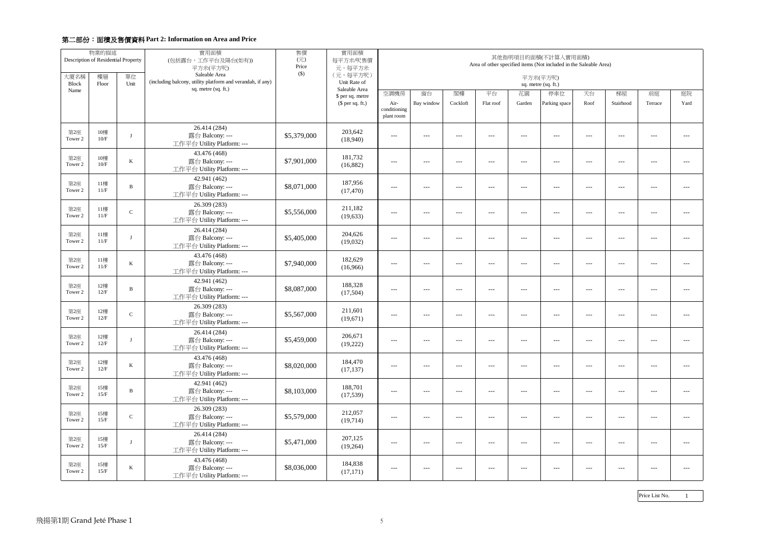## 第二部份：面積及售價資料 Part 2: Information on Area and Price

| 物業的描述 Description of Residential Property | | | 實用面積 (包括露台，工作平台及陽台(如有)) 平方米(平方呎) Saleable Area (including balcony, utility platform and verandah, if any) sq. metre (sq. ft.) | 售價 (元) Price ($) | 實用面積 每平方米/呎售價 元，每平方米 (元，每平方呎) Unit Rate of Saleable Area $ per sq. metre ($ per sq. ft.) | 其他指明項目的面積(不計算入實用面積) Area of other specified items (Not included in the Saleable Area) 平方米(平方呎) sq. metre (sq. ft.) | | | | | | | | | |
|---|---|---|---|---|---|---|---|---|---|---|---|---|---|---|---|
| 大廈名稱 Block Name | 樓層 Floor | 單位 Unit | | | | 空調機房 Air-conditioning plant room | 窗台 Bay window | 閣樓 Cockloft | 平台 Flat roof | 花園 Garden | 停車位 Parking space | 天台 Roof | 梯屋 Stairhood | 前庭 Terrace | 庭院 Yard |
| 第2座 Tower 2 | 10樓 10/F | J | 26.414 (284) 露台 Balcony: --- 工作平台 Utility Platform: --- | $5,379,000 | 203,642 (18,940) | --- | --- | --- | --- | --- | --- | --- | --- | --- | --- |
| 第2座 Tower 2 | 10樓 10/F | K | 43.476 (468) 露台 Balcony: --- 工作平台 Utility Platform: --- | $7,901,000 | 181,732 (16,882) | --- | --- | --- | --- | --- | --- | --- | --- | --- | --- |
| 第2座 Tower 2 | 11樓 11/F | B | 42.941 (462) 露台 Balcony: --- 工作平台 Utility Platform: --- | $8,071,000 | 187,956 (17,470) | --- | --- | --- | --- | --- | --- | --- | --- | --- | --- |
| 第2座 Tower 2 | 11樓 11/F | C | 26.309 (283) 露台 Balcony: --- 工作平台 Utility Platform: --- | $5,556,000 | 211,182 (19,633) | --- | --- | --- | --- | --- | --- | --- | --- | --- | --- |
| 第2座 Tower 2 | 11樓 11/F | J | 26.414 (284) 露台 Balcony: --- 工作平台 Utility Platform: --- | $5,405,000 | 204,626 (19,032) | --- | --- | --- | --- | --- | --- | --- | --- | --- | --- |
| 第2座 Tower 2 | 11樓 11/F | K | 43.476 (468) 露台 Balcony: --- 工作平台 Utility Platform: --- | $7,940,000 | 182,629 (16,966) | --- | --- | --- | --- | --- | --- | --- | --- | --- | --- |
| 第2座 Tower 2 | 12樓 12/F | B | 42.941 (462) 露台 Balcony: --- 工作平台 Utility Platform: --- | $8,087,000 | 188,328 (17,504) | --- | --- | --- | --- | --- | --- | --- | --- | --- | --- |
| 第2座 Tower 2 | 12樓 12/F | C | 26.309 (283) 露台 Balcony: --- 工作平台 Utility Platform: --- | $5,567,000 | 211,601 (19,671) | --- | --- | --- | --- | --- | --- | --- | --- | --- | --- |
| 第2座 Tower 2 | 12樓 12/F | J | 26.414 (284) 露台 Balcony: --- 工作平台 Utility Platform: --- | $5,459,000 | 206,671 (19,222) | --- | --- | --- | --- | --- | --- | --- | --- | --- | --- |
| 第2座 Tower 2 | 12樓 12/F | K | 43.476 (468) 露台 Balcony: --- 工作平台 Utility Platform: --- | $8,020,000 | 184,470 (17,137) | --- | --- | --- | --- | --- | --- | --- | --- | --- | --- |
| 第2座 Tower 2 | 15樓 15/F | B | 42.941 (462) 露台 Balcony: --- 工作平台 Utility Platform: --- | $8,103,000 | 188,701 (17,539) | --- | --- | --- | --- | --- | --- | --- | --- | --- | --- |
| 第2座 Tower 2 | 15樓 15/F | C | 26.309 (283) 露台 Balcony: --- 工作平台 Utility Platform: --- | $5,579,000 | 212,057 (19,714) | --- | --- | --- | --- | --- | --- | --- | --- | --- | --- |
| 第2座 Tower 2 | 15樓 15/F | J | 26.414 (284) 露台 Balcony: --- 工作平台 Utility Platform: --- | $5,471,000 | 207,125 (19,264) | --- | --- | --- | --- | --- | --- | --- | --- | --- | --- |
| 第2座 Tower 2 | 15樓 15/F | K | 43.476 (468) 露台 Balcony: --- 工作平台 Utility Platform: --- | $8,036,000 | 184,838 (17,171) | --- | --- | --- | --- | --- | --- | --- | --- | --- | --- |

Price List No. 1

飛揚第1期 Grand Jeté Phase 1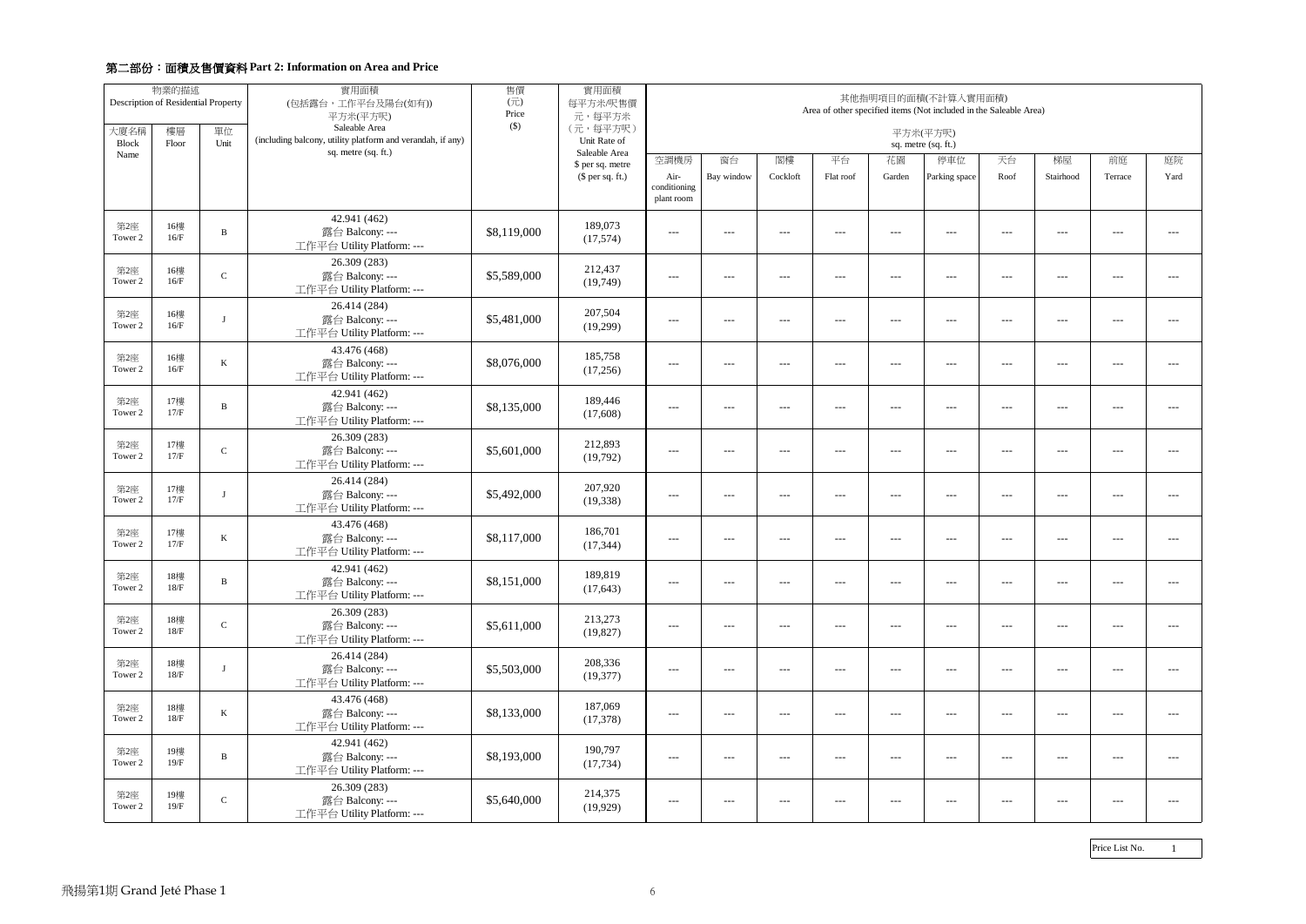## 第二部份：面積及售價資料 Part 2: Information on Area and Price

| 物業的描述 Description of Residential Property | | | 實用面積 (包括露台，工作平台及陽台(如有)) 平方米(平方呎) Saleable Area (including balcony, utility platform and verandah, if any) sq. metre (sq. ft.) | 售價 (元) Price ($) | 實用面積 每平方米/呎售價 元，每平方米 (元，每平方呎) Unit Rate of Saleable Area $ per sq. metre ($ per sq. ft.) | 其他指明項目的面積(不計算入實用面積) Area of other specified items (Not included in the Saleable Area) 平方米(平方呎) sq. metre (sq. ft.) | | | | | | | | | |
|---|---|---|---|---|---|---|---|---|---|---|---|---|---|---|---|
| 大廈名稱 Block Name | 樓層 Floor | 單位 Unit | | | | 空調機房 Air-conditioning plant room | 窗台 Bay window | 閣樓 Cockloft | 平台 Flat roof | 花園 Garden | 停車位 Parking space | 天台 Roof | 梯屋 Stairhood | 前庭 Terrace | 庭院 Yard |
| 第2座 Tower 2 | 16樓 16/F | B | 42.941 (462) 露台 Balcony: --- 工作平台 Utility Platform: --- | $8,119,000 | 189,073 (17,574) | --- | --- | --- | --- | --- | --- | --- | --- | --- | --- |
| 第2座 Tower 2 | 16樓 16/F | C | 26.309 (283) 露台 Balcony: --- 工作平台 Utility Platform: --- | $5,589,000 | 212,437 (19,749) | --- | --- | --- | --- | --- | --- | --- | --- | --- | --- |
| 第2座 Tower 2 | 16樓 16/F | J | 26.414 (284) 露台 Balcony: --- 工作平台 Utility Platform: --- | $5,481,000 | 207,504 (19,299) | --- | --- | --- | --- | --- | --- | --- | --- | --- | --- |
| 第2座 Tower 2 | 16樓 16/F | K | 43.476 (468) 露台 Balcony: --- 工作平台 Utility Platform: --- | $8,076,000 | 185,758 (17,256) | --- | --- | --- | --- | --- | --- | --- | --- | --- | --- |
| 第2座 Tower 2 | 17樓 17/F | B | 42.941 (462) 露台 Balcony: --- 工作平台 Utility Platform: --- | $8,135,000 | 189,446 (17,608) | --- | --- | --- | --- | --- | --- | --- | --- | --- | --- |
| 第2座 Tower 2 | 17樓 17/F | C | 26.309 (283) 露台 Balcony: --- 工作平台 Utility Platform: --- | $5,601,000 | 212,893 (19,792) | --- | --- | --- | --- | --- | --- | --- | --- | --- | --- |
| 第2座 Tower 2 | 17樓 17/F | J | 26.414 (284) 露台 Balcony: --- 工作平台 Utility Platform: --- | $5,492,000 | 207,920 (19,338) | --- | --- | --- | --- | --- | --- | --- | --- | --- | --- |
| 第2座 Tower 2 | 17樓 17/F | K | 43.476 (468) 露台 Balcony: --- 工作平台 Utility Platform: --- | $8,117,000 | 186,701 (17,344) | --- | --- | --- | --- | --- | --- | --- | --- | --- | --- |
| 第2座 Tower 2 | 18樓 18/F | B | 42.941 (462) 露台 Balcony: --- 工作平台 Utility Platform: --- | $8,151,000 | 189,819 (17,643) | --- | --- | --- | --- | --- | --- | --- | --- | --- | --- |
| 第2座 Tower 2 | 18樓 18/F | C | 26.309 (283) 露台 Balcony: --- 工作平台 Utility Platform: --- | $5,611,000 | 213,273 (19,827) | --- | --- | --- | --- | --- | --- | --- | --- | --- | --- |
| 第2座 Tower 2 | 18樓 18/F | J | 26.414 (284) 露台 Balcony: --- 工作平台 Utility Platform: --- | $5,503,000 | 208,336 (19,377) | --- | --- | --- | --- | --- | --- | --- | --- | --- | --- |
| 第2座 Tower 2 | 18樓 18/F | K | 43.476 (468) 露台 Balcony: --- 工作平台 Utility Platform: --- | $8,133,000 | 187,069 (17,378) | --- | --- | --- | --- | --- | --- | --- | --- | --- | --- |
| 第2座 Tower 2 | 19樓 19/F | B | 42.941 (462) 露台 Balcony: --- 工作平台 Utility Platform: --- | $8,193,000 | 190,797 (17,734) | --- | --- | --- | --- | --- | --- | --- | --- | --- | --- |
| 第2座 Tower 2 | 19樓 19/F | C | 26.309 (283) 露台 Balcony: --- 工作平台 Utility Platform: --- | $5,640,000 | 214,375 (19,929) | --- | --- | --- | --- | --- | --- | --- | --- | --- | --- |

Price List No. 1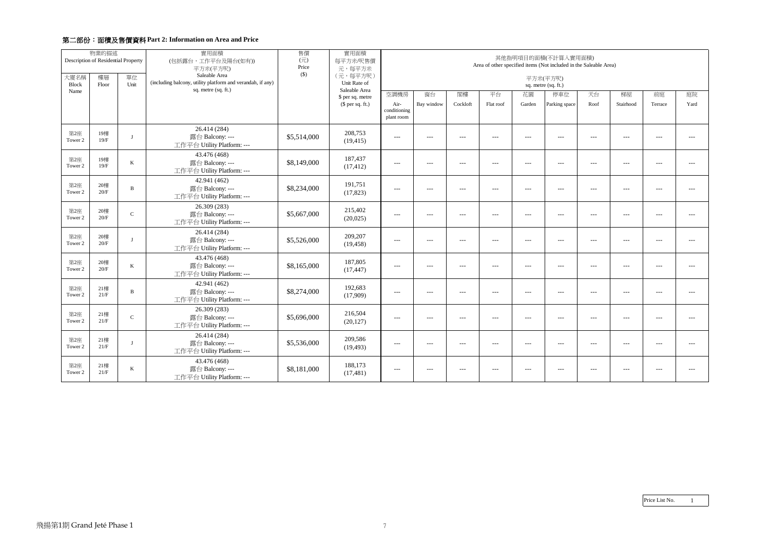## 第二部份：面積及售價資料 Part 2: Information on Area and Price

| 物業的描述 Description of Residential Property | | | 實用面積 (包括露台，工作平台及陽台(如有)) 平方米(平方呎) Saleable Area (including balcony, utility platform and verandah, if any) sq. metre (sq. ft.) | 售價 (元) Price ($) | 實用面積 每平方米/呎售價 元，每平方米 (元，每平方呎) Unit Rate of Saleable Area $ per sq. metre ($ per sq. ft.) | 其他指明項目的面積(不計算入實用面積) Area of other specified items (Not included in the Saleable Area) 平方米(平方呎) sq. metre (sq. ft.) | | | | | | | | | |
|---|---|---|---|---|---|---|---|---|---|---|---|---|---|---|---|
| 大廈名稱 Block Name | 樓層 Floor | 單位 Unit | | | | 空調機房 Air-conditioning plant room | 窗台 Bay window | 閣樓 Cockloft | 平台 Flat roof | 花園 Garden | 停車位 Parking space | 天台 Roof | 梯屋 Stairhood | 前庭 Terrace | 庭院 Yard |
| 第2座 Tower 2 | 19樓 19/F | J | 26.414 (284) 露台 Balcony: --- 工作平台 Utility Platform: --- | $5,514,000 | 208,753 (19,415) | --- | --- | --- | --- | --- | --- | --- | --- | --- | --- |
| 第2座 Tower 2 | 19樓 19/F | K | 43.476 (468) 露台 Balcony: --- 工作平台 Utility Platform: --- | $8,149,000 | 187,437 (17,412) | --- | --- | --- | --- | --- | --- | --- | --- | --- | --- |
| 第2座 Tower 2 | 20樓 20/F | B | 42.941 (462) 露台 Balcony: --- 工作平台 Utility Platform: --- | $8,234,000 | 191,751 (17,823) | --- | --- | --- | --- | --- | --- | --- | --- | --- | --- |
| 第2座 Tower 2 | 20樓 20/F | C | 26.309 (283) 露台 Balcony: --- 工作平台 Utility Platform: --- | $5,667,000 | 215,402 (20,025) | --- | --- | --- | --- | --- | --- | --- | --- | --- | --- |
| 第2座 Tower 2 | 20樓 20/F | J | 26.414 (284) 露台 Balcony: --- 工作平台 Utility Platform: --- | $5,526,000 | 209,207 (19,458) | --- | --- | --- | --- | --- | --- | --- | --- | --- | --- |
| 第2座 Tower 2 | 20樓 20/F | K | 43.476 (468) 露台 Balcony: --- 工作平台 Utility Platform: --- | $8,165,000 | 187,805 (17,447) | --- | --- | --- | --- | --- | --- | --- | --- | --- | --- |
| 第2座 Tower 2 | 21樓 21/F | B | 42.941 (462) 露台 Balcony: --- 工作平台 Utility Platform: --- | $8,274,000 | 192,683 (17,909) | --- | --- | --- | --- | --- | --- | --- | --- | --- | --- |
| 第2座 Tower 2 | 21樓 21/F | C | 26.309 (283) 露台 Balcony: --- 工作平台 Utility Platform: --- | $5,696,000 | 216,504 (20,127) | --- | --- | --- | --- | --- | --- | --- | --- | --- | --- |
| 第2座 Tower 2 | 21樓 21/F | J | 26.414 (284) 露台 Balcony: --- 工作平台 Utility Platform: --- | $5,536,000 | 209,586 (19,493) | --- | --- | --- | --- | --- | --- | --- | --- | --- | --- |
| 第2座 Tower 2 | 21樓 21/F | K | 43.476 (468) 露台 Balcony: --- 工作平台 Utility Platform: --- | $8,181,000 | 188,173 (17,481) | --- | --- | --- | --- | --- | --- | --- | --- | --- | --- |

Price List No. 1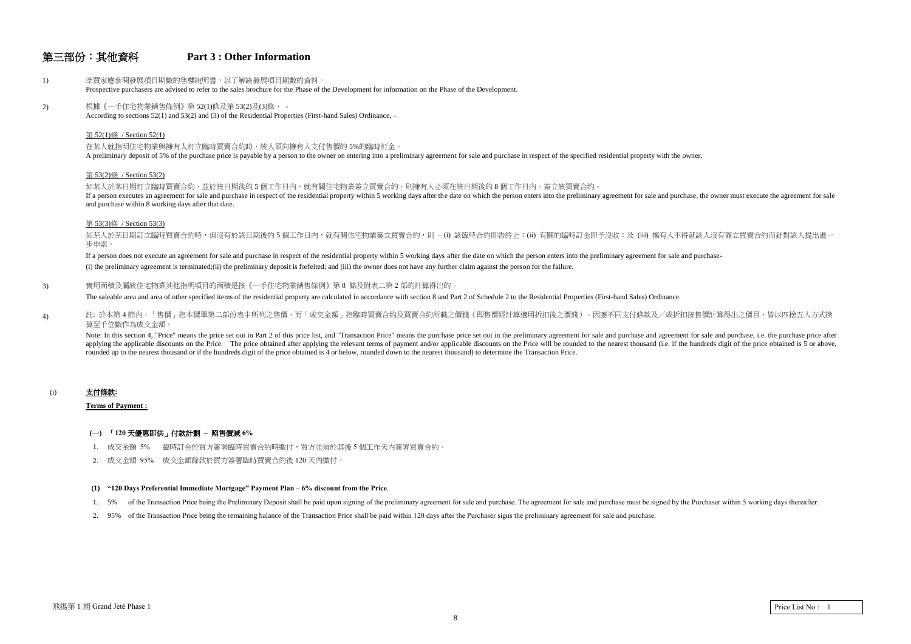# 第三部份：其他資料 Part 3 : Other Information

1) 準買家應參閱發展項目期數的售樓說明書，以了解該發展項目期數的資料。
Prospective purchasers are advised to refer to the sales brochure for the Phase of the Development for information on the Phase of the Development.

2) 根據《一手住宅物業銷售條例》第 52(1)條及第 53(2)及(3)條， -
According to sections 52(1) and 53(2) and (3) of the Residential Properties (First-hand Sales) Ordinance, –

第 52(1)條 / Section 52(1)

在某人就指明住宅物業與擁有人訂立臨時買賣合約時，該人須向擁有人支付售價的 5%的臨時訂金。
A preliminary deposit of 5% of the purchase price is payable by a person to the owner on entering into a preliminary agreement for sale and purchase in respect of the specified residential property with the owner.

第 53(2)條 / Section 53(2)

如某人於某日期訂立臨時買賣合約，並於該日期後的 5 個工作日內，就有關住宅物業簽立買賣合約，則擁有人必須在該日期後的 8 個工作日內，簽立該買賣合約。
If a person executes an agreement for sale and purchase in respect of the residential property within 5 working days after the date on which the person enters into the preliminary agreement for sale and purchase, the owner must execute the agreement for sale and purchase within 8 working days after that date.

第 53(3)條 / Section 53(3)

如某人於某日期訂立臨時買賣合約時，但沒有於該日期後的 5 個工作日內，就有關住宅物業簽立買賣合約，則 – (i) 該臨時合約即告終止；(ii) 有關的臨時訂金即予沒收；及 (iii) 擁有人不得就該人沒有簽立買賣合約而針對該人提出進一步申索。

If a person does not execute an agreement for sale and purchase in respect of the residential property within 5 working days after the date on which the person enters into the preliminary agreement for sale and purchase-
(i) the preliminary agreement is terminated;(ii) the preliminary deposit is forfeited; and (iii) the owner does not have any further claim against the person for the failure.

3) 實用面積及屬該住宅物業其他指明項目的面積是按《一手住宅物業銷售條例》第 8 條及附表二第 2 部的計算得出的。
The saleable area and area of other specified items of the residential property are calculated in accordance with section 8 and Part 2 of Schedule 2 to the Residential Properties (First-hand Sales) Ordinance.

4) 註: 於本第 4 節內，「售價」指本價單第二部份表中所列之售價，而「成交金額」指臨時買賣合約及買賣合約所載之價錢（即售價經計算適用折扣後之價錢）。因應不同支付條款及／或折扣按售價計算得出之價目，皆以四捨五入方式換算至千位數作為成交金額。

Note: In this section 4, "Price" means the price set out in Part 2 of this price list, and "Transaction Price" means the purchase price set out in the preliminary agreement for sale and purchase and agreement for sale and purchase, i.e. the purchase price after applying the applicable discounts on the Price. The price obtained after applying the relevant terms of payment and/or applicable discounts on the Price will be rounded to the nearest thousand (i.e. if the hundreds digit of the price obtained is 5 or above, rounded up to the nearest thousand or if the hundreds digit of the price obtained is 4 or below, rounded down to the nearest thousand) to determine the Transaction Price.

(i) **支付條款:**

**Terms of Payment :**

**(一) 「120 天優惠即供」付款計劃 – 照售價減 6%**

1. 成交金額 5% 臨時訂金於買方簽署臨時買賣合約時繳付，買方並須於其後 5 個工作天內簽署買賣合約。
2. 成交金額 95% 成交金額餘款於買方簽署臨時買賣合約後 120 天內繳付。

**(1) "120 Days Preferential Immediate Mortgage" Payment Plan – 6% discount from the Price**

1. 5% of the Transaction Price being the Preliminary Deposit shall be paid upon signing of the preliminary agreement for sale and purchase. The agreement for sale and purchase must be signed by the Purchaser within 5 working days thereafter.
2. 95% of the Transaction Price being the remaining balance of the Transaction Price shall be paid within 120 days after the Purchaser signs the preliminary agreement for sale and purchase.

飛揚第 1 期 Grand Jeté Phase 1

Price List No : 1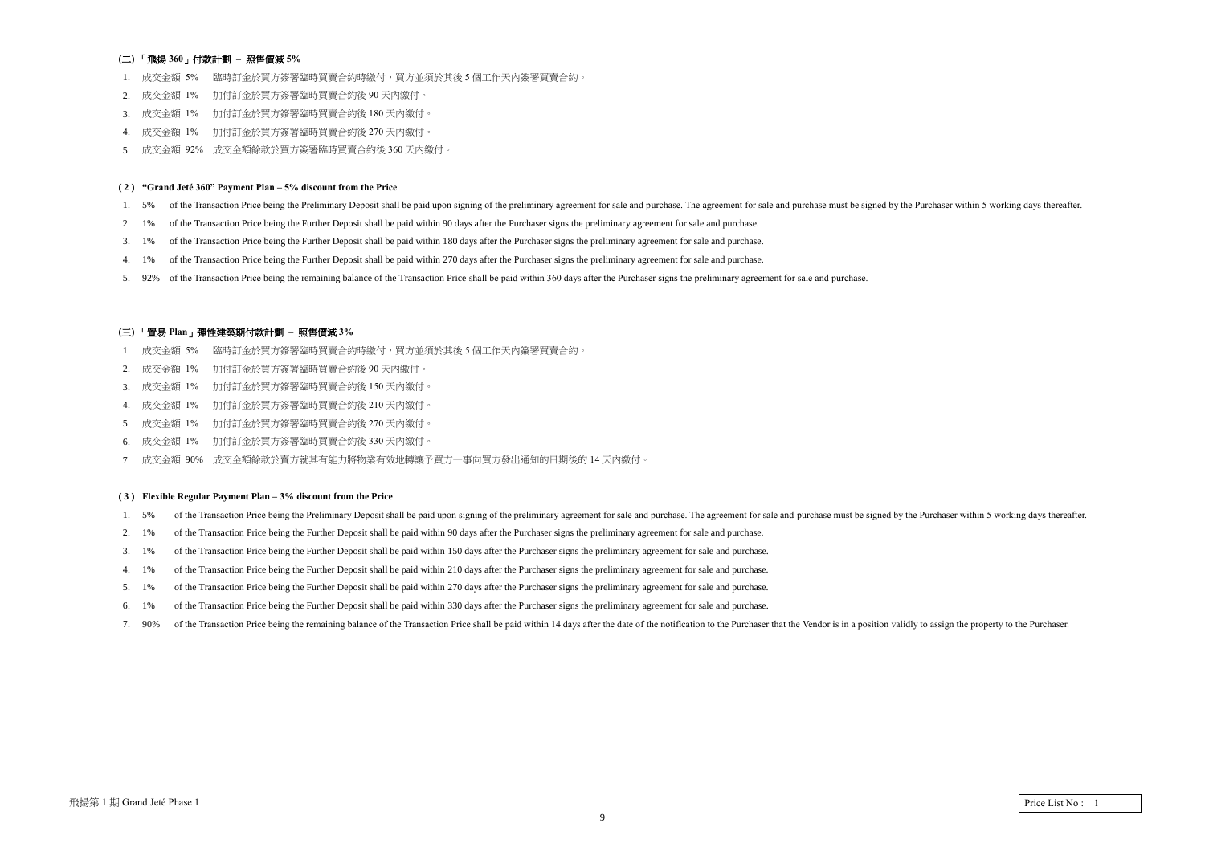**(二)「飛揚 360」付款計劃 – 照售價減 5%**

1. 成交金額 5% 臨時訂金於買方簽署臨時買賣合約時繳付，買方並須於其後 5 個工作天內簽署買賣合約。
2. 成交金額 1% 加付訂金於買方簽署臨時買賣合約後 90 天內繳付。
3. 成交金額 1% 加付訂金於買方簽署臨時買賣合約後 180 天內繳付。
4. 成交金額 1% 加付訂金於買方簽署臨時買賣合約後 270 天內繳付。
5. 成交金額 92% 成交金額餘款於買方簽署臨時買賣合約後 360 天內繳付。

**( 2 ) "Grand Jeté 360" Payment Plan – 5% discount from the Price**

1. 5% of the Transaction Price being the Preliminary Deposit shall be paid upon signing of the preliminary agreement for sale and purchase. The agreement for sale and purchase must be signed by the Purchaser within 5 working days thereafter.
2. 1% of the Transaction Price being the Further Deposit shall be paid within 90 days after the Purchaser signs the preliminary agreement for sale and purchase.
3. 1% of the Transaction Price being the Further Deposit shall be paid within 180 days after the Purchaser signs the preliminary agreement for sale and purchase.
4. 1% of the Transaction Price being the Further Deposit shall be paid within 270 days after the Purchaser signs the preliminary agreement for sale and purchase.
5. 92% of the Transaction Price being the remaining balance of the Transaction Price shall be paid within 360 days after the Purchaser signs the preliminary agreement for sale and purchase.

**(三)「置易 Plan」彈性建築期付款計劃 – 照售價減 3%**

1. 成交金額 5% 臨時訂金於買方簽署臨時買賣合約時繳付，買方並須於其後 5 個工作天內簽署買賣合約。
2. 成交金額 1% 加付訂金於買方簽署臨時買賣合約後 90 天內繳付。
3. 成交金額 1% 加付訂金於買方簽署臨時買賣合約後 150 天內繳付。
4. 成交金額 1% 加付訂金於買方簽署臨時買賣合約後 210 天內繳付。
5. 成交金額 1% 加付訂金於買方簽署臨時買賣合約後 270 天內繳付。
6. 成交金額 1% 加付訂金於買方簽署臨時買賣合約後 330 天內繳付。
7. 成交金額 90% 成交金額餘款於賣方就其有能力將物業有效地轉讓予買方一事向買方發出通知的日期後的 14 天內繳付。

**( 3 ) Flexible Regular Payment Plan – 3% discount from the Price**

1. 5% of the Transaction Price being the Preliminary Deposit shall be paid upon signing of the preliminary agreement for sale and purchase. The agreement for sale and purchase must be signed by the Purchaser within 5 working days thereafter.
2. 1% of the Transaction Price being the Further Deposit shall be paid within 90 days after the Purchaser signs the preliminary agreement for sale and purchase.
3. 1% of the Transaction Price being the Further Deposit shall be paid within 150 days after the Purchaser signs the preliminary agreement for sale and purchase.
4. 1% of the Transaction Price being the Further Deposit shall be paid within 210 days after the Purchaser signs the preliminary agreement for sale and purchase.
5. 1% of the Transaction Price being the Further Deposit shall be paid within 270 days after the Purchaser signs the preliminary agreement for sale and purchase.
6. 1% of the Transaction Price being the Further Deposit shall be paid within 330 days after the Purchaser signs the preliminary agreement for sale and purchase.
7. 90% of the Transaction Price being the remaining balance of the Transaction Price shall be paid within 14 days after the date of the notification to the Purchaser that the Vendor is in a position validly to assign the property to the Purchaser.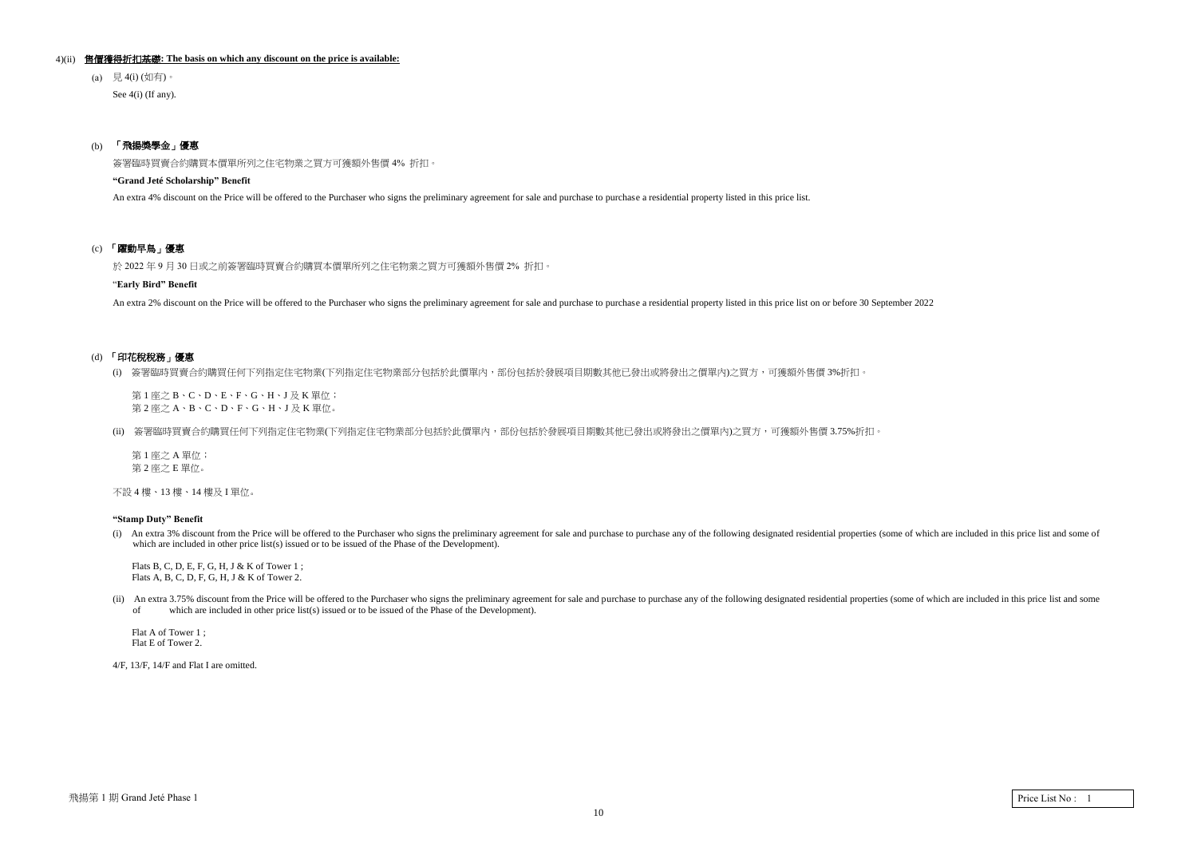4)(ii) **售價獲得折扣基礎: The basis on which any discount on the price is available:**

(a) 見 4(i) (如有)。

See 4(i) (If any).

(b) **「飛揚獎學金」優惠**

簽署臨時買賣合約購買本價單所列之住宅物業之買方可獲額外售價 4% 折扣。

**"Grand Jeté Scholarship" Benefit**

An extra 4% discount on the Price will be offered to the Purchaser who signs the preliminary agreement for sale and purchase to purchase a residential property listed in this price list.

(c) **「躍動早鳥」優惠**

於 2022 年 9 月 30 日或之前簽署臨時買賣合約購買本價單所列之住宅物業之買方可獲額外售價 2% 折扣。

**"Early Bird" Benefit**

An extra 2% discount on the Price will be offered to the Purchaser who signs the preliminary agreement for sale and purchase to purchase a residential property listed in this price list on or before 30 September 2022

(d) **「印花稅稅務」優惠**

(i) 簽署臨時買賣合約購買任何下列指定住宅物業(下列指定住宅物業部分包括於此價單內，部份包括於發展項目期數其他已發出或將發出之價單內)之買方，可獲額外售價 3%折扣。

第 1 座之 B、C、D、E、F、G、H、J 及 K 單位；
第 2 座之 A、B、C、D、F、G、H、J 及 K 單位。

(ii) 簽署臨時買賣合約購買任何下列指定住宅物業(下列指定住宅物業部分包括於此價單內，部份包括於發展項目期數其他已發出或將發出之價單內)之買方，可獲額外售價 3.75%折扣。

第 1 座之 A 單位；
第 2 座之 E 單位。

不設 4 樓、13 樓、14 樓及 I 單位。

**"Stamp Duty" Benefit**

(i) An extra 3% discount from the Price will be offered to the Purchaser who signs the preliminary agreement for sale and purchase to purchase any of the following designated residential properties (some of which are included in this price list and some of which are included in other price list(s) issued or to be issued of the Phase of the Development).

Flats B, C, D, E, F, G, H, J & K of Tower 1 ;
Flats A, B, C, D, F, G, H, J & K of Tower 2.

(ii) An extra 3.75% discount from the Price will be offered to the Purchaser who signs the preliminary agreement for sale and purchase to purchase any of the following designated residential properties (some of which are included in this price list and some of which are included in other price list(s) issued or to be issued of the Phase of the Development).

Flat A of Tower 1 ;
Flat E of Tower 2.

4/F, 13/F, 14/F and Flat I are omitted.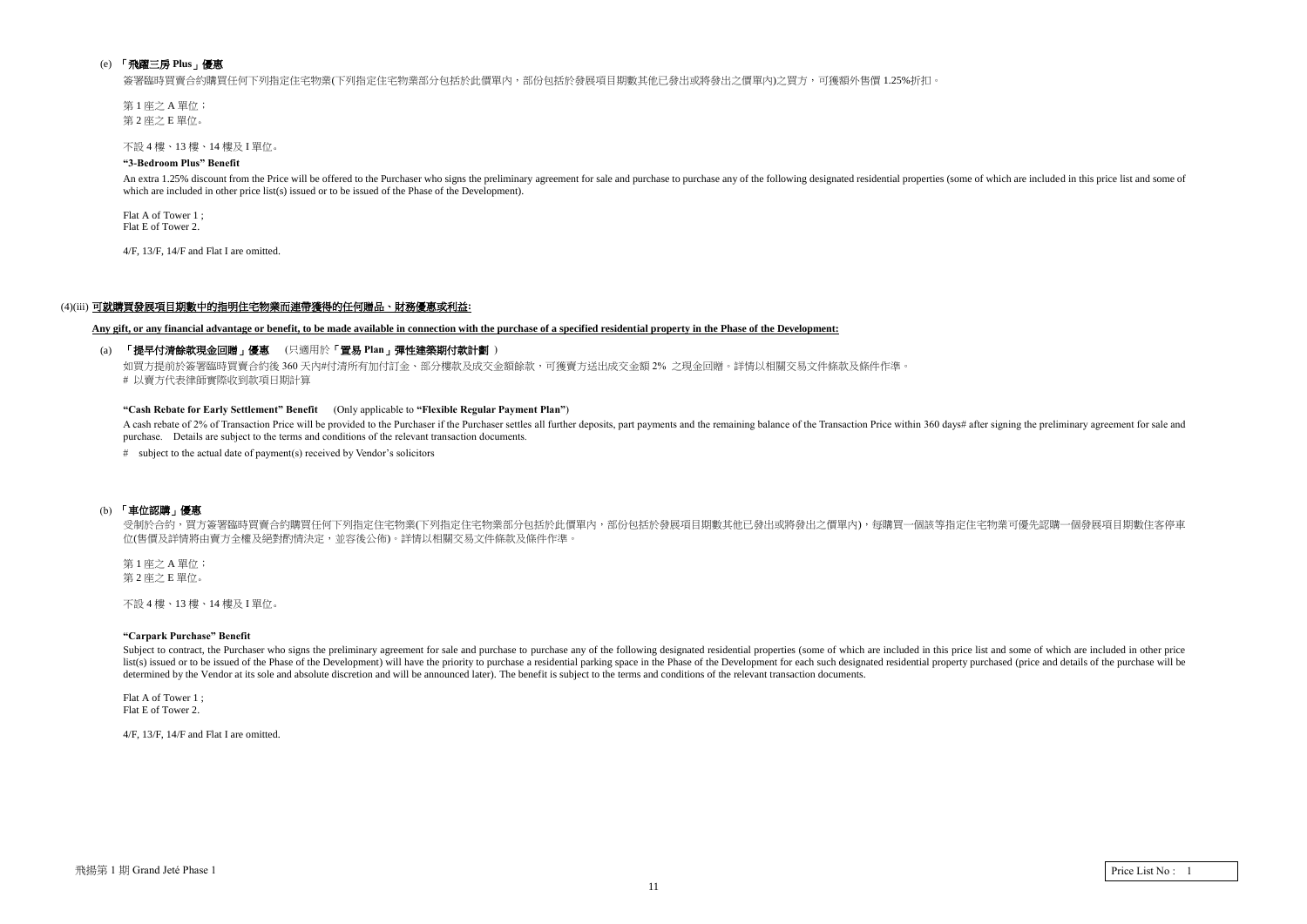(e) **「飛躍三房 Plus」優惠**

簽署臨時買賣合約購買任何下列指定住宅物業(下列指定住宅物業部份包括於此價單內，部份包括於發展項目期數其他已發出或將發出之價單內)之買方，可獲額外售價 1.25%折扣。

第 1 座之 A 單位；
第 2 座之 E 單位。

不設 4 樓、13 樓、14 樓及 I 單位。

**"3-Bedroom Plus" Benefit**

An extra 1.25% discount from the Price will be offered to the Purchaser who signs the preliminary agreement for sale and purchase to purchase any of the following designated residential properties (some of which are included in this price list and some of which are included in other price list(s) issued or to be issued of the Phase of the Development).

Flat A of Tower 1 ;
Flat E of Tower 2.

4/F, 13/F, 14/F and Flat I are omitted.

## (4)(iii) 可就購買發展項目期數中的指明住宅物業而連帶獲得的任何贈品、財務優惠或利益:

**Any gift, or any financial advantage or benefit, to be made available in connection with the purchase of a specified residential property in the Phase of the Development:**

(a) **「提早付清餘款現金回贈」優惠** (只適用於**「置易 Plan」彈性建築期付款計劃** )

如買方提前於簽署臨時買賣合約後 360 天內#付清所有加付訂金、部分樓款及成交金額餘款，可獲賣方送出成交金額 2% 之現金回贈。詳情以相關交易文件條款及條件作準。
# 以賣方代表律師實際收到款項日期計算

**"Cash Rebate for Early Settlement" Benefit** (Only applicable to **"Flexible Regular Payment Plan"**)

A cash rebate of 2% of Transaction Price will be provided to the Purchaser if the Purchaser settles all further deposits, part payments and the remaining balance of the Transaction Price within 360 days# after signing the preliminary agreement for sale and purchase. Details are subject to the terms and conditions of the relevant transaction documents.

# subject to the actual date of payment(s) received by Vendor's solicitors

(b) **「車位認購」優惠**

受制於合約，買方簽署臨時買賣合約購買任何下列指定住宅物業(下列指定住宅物業部分包括於此價單內，部份包括於發展項目期數其他已發出或將發出之價單內)，每購買一個該等指定住宅物業可優先認購一個發展項目期數住客停車位(售價及詳情將由賣方全權及絕對酌情決定，並容後公佈)。詳情以相關交易文件條款及條件作準。

第 1 座之 A 單位；
第 2 座之 E 單位。

不設 4 樓、13 樓、14 樓及 I 單位。

**"Carpark Purchase" Benefit**

Subject to contract, the Purchaser who signs the preliminary agreement for sale and purchase to purchase any of the following designated residential properties (some of which are included in this price list and some of which are included in other price list(s) issued or to be issued of the Phase of the Development) will have the priority to purchase a residential parking space in the Phase of the Development for each such designated residential property purchased (price and details of the purchase will be determined by the Vendor at its sole and absolute discretion and will be announced later). The benefit is subject to the terms and conditions of the relevant transaction documents.

Flat A of Tower 1 ;
Flat E of Tower 2.

4/F, 13/F, 14/F and Flat I are omitted.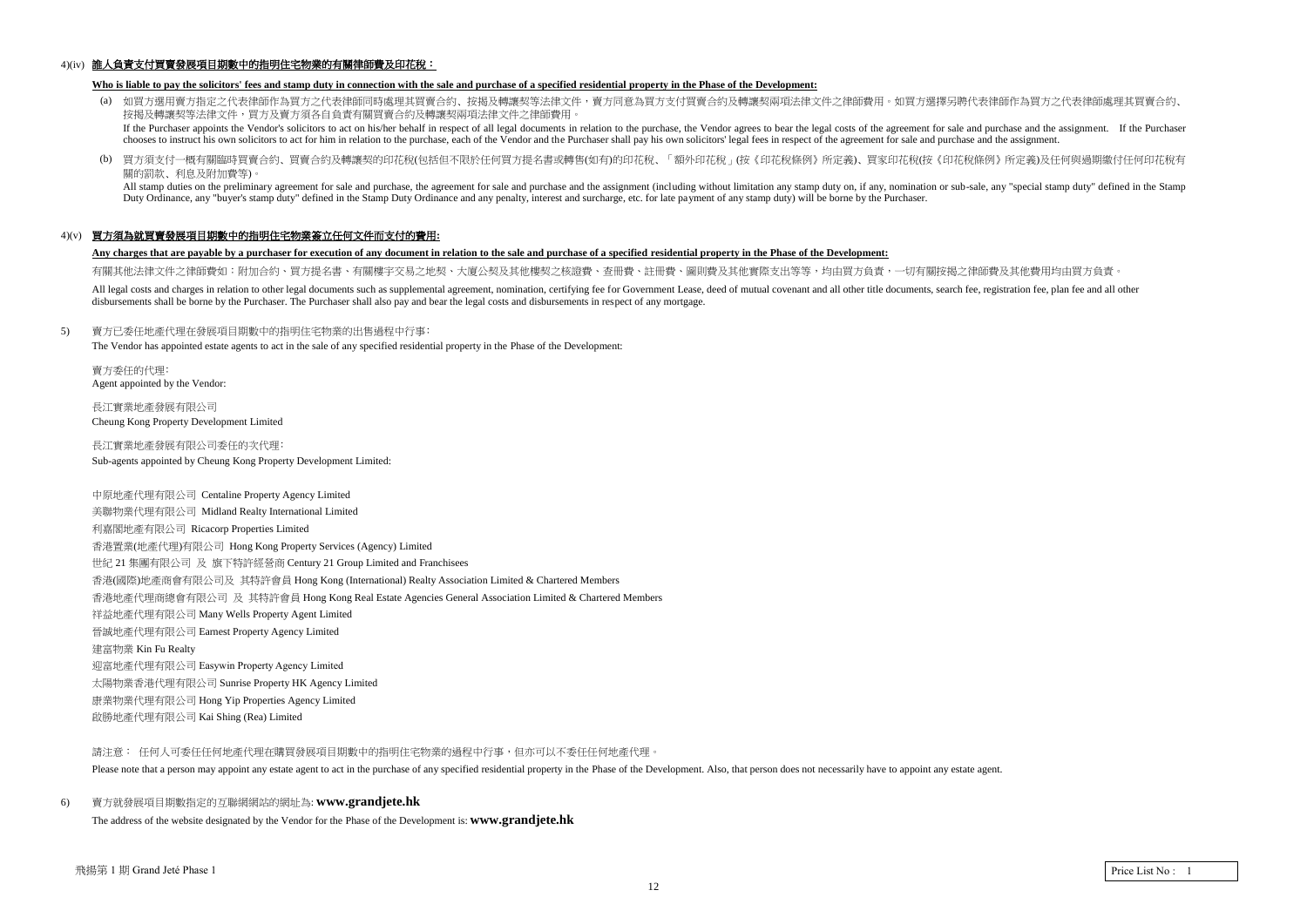4)(iv) **誰人負責支付買賣發展項目期數中的指明住宅物業的有關律師費及印花稅：**

**Who is liable to pay the solicitors' fees and stamp duty in connection with the sale and purchase of a specified residential property in the Phase of the Development:**

(a) 如買方選用賣方指定之代表律師作為買方之代表律師同時處理其買賣合約、按揭及轉讓契等法律文件，賣方同意為買方支付買賣合約及轉讓契兩項法律文件之律師費用。如買方選擇另聘代表律師作為買方之代表律師處理其買賣合約、按揭及轉讓契等法律文件，買方及賣方須各自負責有關買賣合約及轉讓契兩項法律文件之律師費用。

If the Purchaser appoints the Vendor's solicitors to act on his/her behalf in respect of all legal documents in relation to the purchase, the Vendor agrees to bear the legal costs of the agreement for sale and purchase and the assignment. If the Purchaser chooses to instruct his own solicitors to act for him in relation to the purchase, each of the Vendor and the Purchaser shall pay his own solicitors' legal fees in respect of the agreement for sale and purchase and the assignment.

(b) 買方須支付一概有關臨時買賣合約、買賣合約及轉讓契的印花稅(包括但不限於任何買方提名書或轉售(如有)的印花稅、「額外印花稅」(按《印花稅條例》所定義)、買家印花稅(按《印花稅條例》所定義)及任何與過期繳付任何印花稅有關的罰款、利息及附加費等)。

All stamp duties on the preliminary agreement for sale and purchase, the agreement for sale and purchase and the assignment (including without limitation any stamp duty on, if any, nomination or sub-sale, any "special stamp duty" defined in the Stamp Duty Ordinance, any "buyer's stamp duty" defined in the Stamp Duty Ordinance and any penalty, interest and surcharge, etc. for late payment of any stamp duty) will be borne by the Purchaser.

4)(v) **買方須為就買賣發展項目期數中的指明住宅物業簽立任何文件而支付的費用:**

**Any charges that are payable by a purchaser for execution of any document in relation to the sale and purchase of a specified residential property in the Phase of the Development:**

有關其他法律文件之律師費如：附加合約、買方提名書、有關樓宇交易之地契、大廈公契及其他樓契之核證費、查冊費、註冊費、圖則費及其他實際支出等等，均由買方負責，一切有關按揭之律師費及其他費用均由買方負責。

All legal costs and charges in relation to other legal documents such as supplemental agreement, nomination, certifying fee for Government Lease, deed of mutual covenant and all other title documents, search fee, registration fee, plan fee and all other disbursements shall be borne by the Purchaser. The Purchaser shall also pay and bear the legal costs and disbursements in respect of any mortgage.

5) 賣方已委任地產代理在發展項目期數中的指明住宅物業的出售過程中行事:

The Vendor has appointed estate agents to act in the sale of any specified residential property in the Phase of the Development:

賣方委任的代理:
Agent appointed by the Vendor:

長江實業地產發展有限公司
Cheung Kong Property Development Limited

長江實業地產發展有限公司委任的次代理:
Sub-agents appointed by Cheung Kong Property Development Limited:

中原地產代理有限公司 Centaline Property Agency Limited
美聯物業代理有限公司 Midland Realty International Limited
利嘉閣地產有限公司 Ricacorp Properties Limited
香港置業(地產代理)有限公司 Hong Kong Property Services (Agency) Limited
世紀 21 集團有限公司 及 旗下特許經營商 Century 21 Group Limited and Franchisees
香港(國際)地產商會有限公司及 其特許會員 Hong Kong (International) Realty Association Limited & Chartered Members
香港地產代理商總會有限公司 及 其特許會員 Hong Kong Real Estate Agencies General Association Limited & Chartered Members
祥益地產代理有限公司 Many Wells Property Agent Limited
晉誠地產代理有限公司 Earnest Property Agency Limited
建富物業 Kin Fu Realty
迎富地產代理有限公司 Easywin Property Agency Limited
太陽物業香港代理有限公司 Sunrise Property HK Agency Limited
康業物業代理有限公司 Hong Yip Properties Agency Limited
啟勝地產代理有限公司 Kai Shing (Rea) Limited

請注意： 任何人可委任任何地產代理在購買發展項目期數中的指明住宅物業的過程中行事，但亦可以不委任任何地產代理。

Please note that a person may appoint any estate agent to act in the purchase of any specified residential property in the Phase of the Development. Also, that person does not necessarily have to appoint any estate agent.

6) 賣方就發展項目期數指定的互聯網網站的網址為: **www.grandjete.hk**

The address of the website designated by the Vendor for the Phase of the Development is: **www.grandjete.hk**